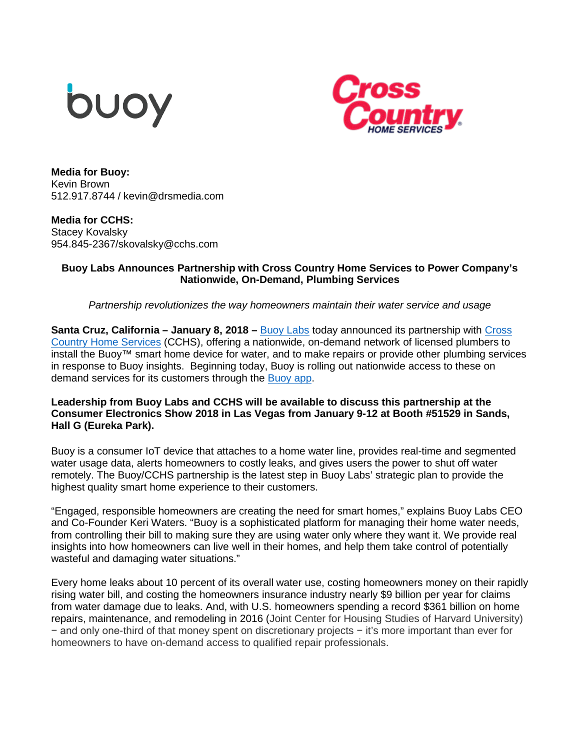**Media for Buoy:**
Kevin Brown
512.917.8744 / kevin@drsmedia.com

**Media for CCHS:**
Stacey Kovalsky
954.845-2367/skovalsky@cchs.com

## Buoy Labs Announces Partnership with Cross Country Home Services to Power Company's Nationwide, On-Demand, Plumbing Services

*Partnership revolutionizes the way homeowners maintain their water service and usage*

**Santa Cruz, California – January 8, 2018 –** Buoy Labs today announced its partnership with Cross Country Home Services (CCHS), offering a nationwide, on-demand network of licensed plumbers to install the Buoy™ smart home device for water, and to make repairs or provide other plumbing services in response to Buoy insights. Beginning today, Buoy is rolling out nationwide access to these on demand services for its customers through the Buoy app.

**Leadership from Buoy Labs and CCHS will be available to discuss this partnership at the Consumer Electronics Show 2018 in Las Vegas from January 9-12 at Booth #51529 in Sands, Hall G (Eureka Park).**

Buoy is a consumer IoT device that attaches to a home water line, provides real-time and segmented water usage data, alerts homeowners to costly leaks, and gives users the power to shut off water remotely. The Buoy/CCHS partnership is the latest step in Buoy Labs' strategic plan to provide the highest quality smart home experience to their customers.

"Engaged, responsible homeowners are creating the need for smart homes," explains Buoy Labs CEO and Co-Founder Keri Waters. "Buoy is a sophisticated platform for managing their home water needs, from controlling their bill to making sure they are using water only where they want it. We provide real insights into how homeowners can live well in their homes, and help them take control of potentially wasteful and damaging water situations."

Every home leaks about 10 percent of its overall water use, costing homeowners money on their rapidly rising water bill, and costing the homeowners insurance industry nearly $9 billion per year for claims from water damage due to leaks. And, with U.S. homeowners spending a record $361 billion on home repairs, maintenance, and remodeling in 2016 (Joint Center for Housing Studies of Harvard University) − and only one-third of that money spent on discretionary projects − it's more important than ever for homeowners to have on-demand access to qualified repair professionals.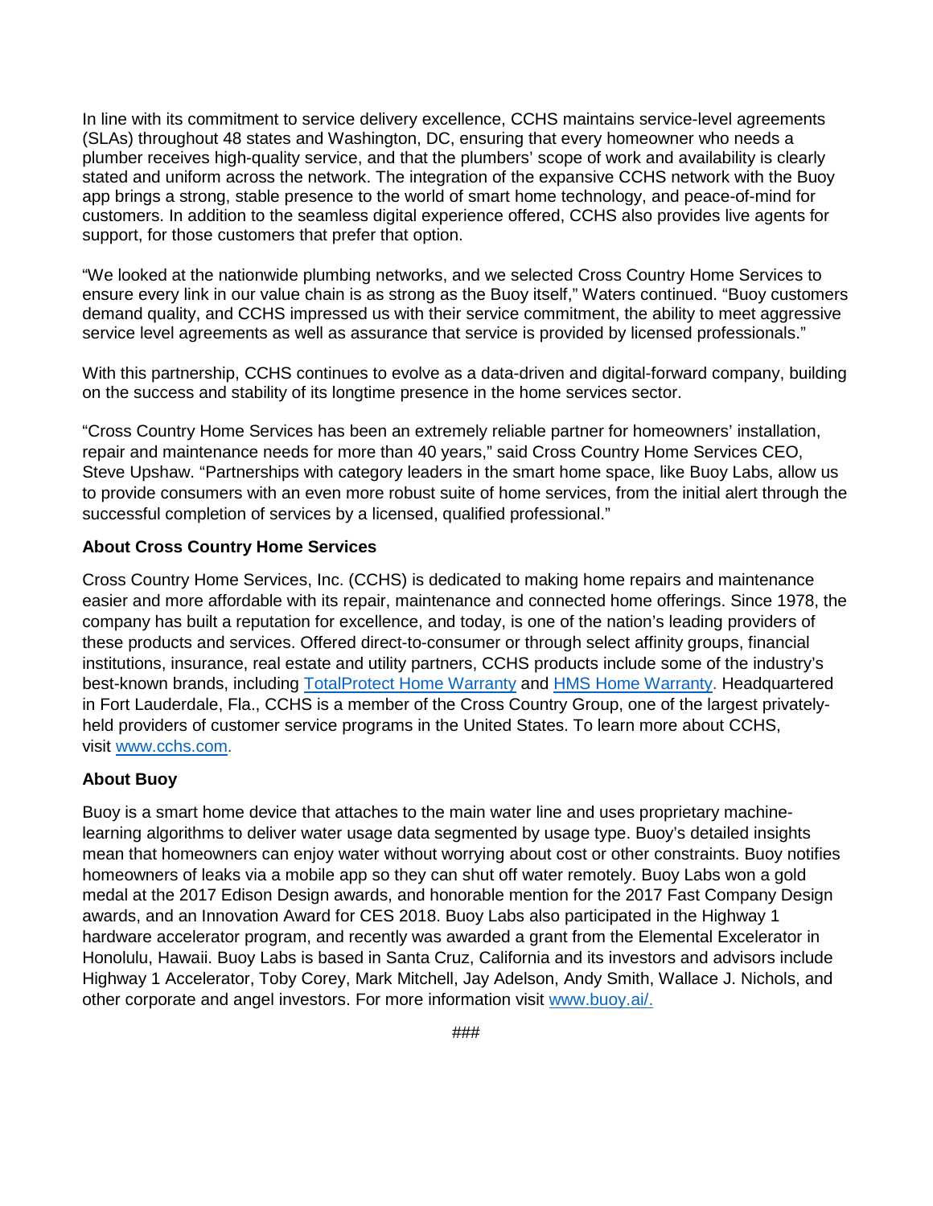In line with its commitment to service delivery excellence, CCHS maintains service-level agreements (SLAs) throughout 48 states and Washington, DC, ensuring that every homeowner who needs a plumber receives high-quality service, and that the plumbers' scope of work and availability is clearly stated and uniform across the network. The integration of the expansive CCHS network with the Buoy app brings a strong, stable presence to the world of smart home technology, and peace-of-mind for customers. In addition to the seamless digital experience offered, CCHS also provides live agents for support, for those customers that prefer that option.

"We looked at the nationwide plumbing networks, and we selected Cross Country Home Services to ensure every link in our value chain is as strong as the Buoy itself," Waters continued. "Buoy customers demand quality, and CCHS impressed us with their service commitment, the ability to meet aggressive service level agreements as well as assurance that service is provided by licensed professionals."

With this partnership, CCHS continues to evolve as a data-driven and digital-forward company, building on the success and stability of its longtime presence in the home services sector.

"Cross Country Home Services has been an extremely reliable partner for homeowners' installation, repair and maintenance needs for more than 40 years," said Cross Country Home Services CEO, Steve Upshaw. "Partnerships with category leaders in the smart home space, like Buoy Labs, allow us to provide consumers with an even more robust suite of home services, from the initial alert through the successful completion of services by a licensed, qualified professional."

**About Cross Country Home Services**

Cross Country Home Services, Inc. (CCHS) is dedicated to making home repairs and maintenance easier and more affordable with its repair, maintenance and connected home offerings. Since 1978, the company has built a reputation for excellence, and today, is one of the nation's leading providers of these products and services. Offered direct-to-consumer or through select affinity groups, financial institutions, insurance, real estate and utility partners, CCHS products include some of the industry's best-known brands, including TotalProtect Home Warranty and HMS Home Warranty. Headquartered in Fort Lauderdale, Fla., CCHS is a member of the Cross Country Group, one of the largest privately-held providers of customer service programs in the United States. To learn more about CCHS, visit www.cchs.com.

**About Buoy**

Buoy is a smart home device that attaches to the main water line and uses proprietary machine-learning algorithms to deliver water usage data segmented by usage type. Buoy's detailed insights mean that homeowners can enjoy water without worrying about cost or other constraints. Buoy notifies homeowners of leaks via a mobile app so they can shut off water remotely. Buoy Labs won a gold medal at the 2017 Edison Design awards, and honorable mention for the 2017 Fast Company Design awards, and an Innovation Award for CES 2018. Buoy Labs also participated in the Highway 1 hardware accelerator program, and recently was awarded a grant from the Elemental Excelerator in Honolulu, Hawaii. Buoy Labs is based in Santa Cruz, California and its investors and advisors include Highway 1 Accelerator, Toby Corey, Mark Mitchell, Jay Adelson, Andy Smith, Wallace J. Nichols, and other corporate and angel investors. For more information visit www.buoy.ai/.

###